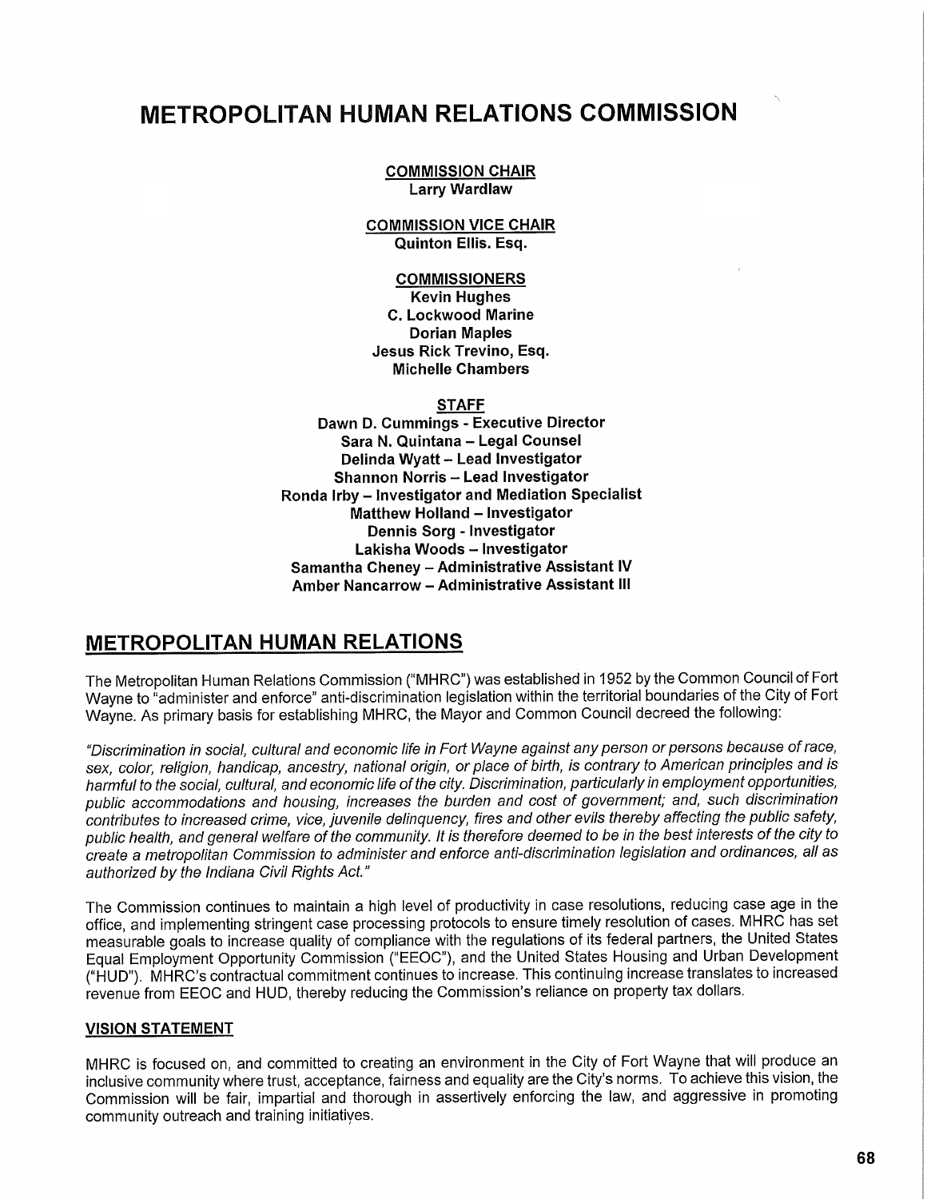# METROPOLITAN HUMAN RELATIONS COMMISSION

**COMMISSION CHAIR**
**Larry Wardlaw**

**COMMISSION VICE CHAIR**
**Quinton Ellis. Esq.**

**COMMISSIONERS**
**Kevin Hughes**
**C. Lockwood Marine**
**Dorian Maples**
**Jesus Rick Trevino, Esq.**
**Michelle Chambers**

**STAFF**
**Dawn D. Cummings - Executive Director**
**Sara N. Quintana – Legal Counsel**
**Delinda Wyatt – Lead Investigator**
**Shannon Norris – Lead Investigator**
**Ronda Irby – Investigator and Mediation Specialist**
**Matthew Holland – Investigator**
**Dennis Sorg - Investigator**
**Lakisha Woods – Investigator**
**Samantha Cheney – Administrative Assistant IV**
**Amber Nancarrow – Administrative Assistant III**

## METROPOLITAN HUMAN RELATIONS

The Metropolitan Human Relations Commission ("MHRC") was established in 1952 by the Common Council of Fort Wayne to "administer and enforce" anti-discrimination legislation within the territorial boundaries of the City of Fort Wayne. As primary basis for establishing MHRC, the Mayor and Common Council decreed the following:

*"Discrimination in social, cultural and economic life in Fort Wayne against any person or persons because of race, sex, color, religion, handicap, ancestry, national origin, or place of birth, is contrary to American principles and is harmful to the social, cultural, and economic life of the city. Discrimination, particularly in employment opportunities, public accommodations and housing, increases the burden and cost of government; and, such discrimination contributes to increased crime, vice, juvenile delinquency, fires and other evils thereby affecting the public safety, public health, and general welfare of the community. It is therefore deemed to be in the best interests of the city to create a metropolitan Commission to administer and enforce anti-discrimination legislation and ordinances, all as authorized by the Indiana Civil Rights Act."*

The Commission continues to maintain a high level of productivity in case resolutions, reducing case age in the office, and implementing stringent case processing protocols to ensure timely resolution of cases. MHRC has set measurable goals to increase quality of compliance with the regulations of its federal partners, the United States Equal Employment Opportunity Commission ("EEOC"), and the United States Housing and Urban Development ("HUD"). MHRC's contractual commitment continues to increase. This continuing increase translates to increased revenue from EEOC and HUD, thereby reducing the Commission's reliance on property tax dollars.

### VISION STATEMENT

MHRC is focused on, and committed to creating an environment in the City of Fort Wayne that will produce an inclusive community where trust, acceptance, fairness and equality are the City's norms. To achieve this vision, the Commission will be fair, impartial and thorough in assertively enforcing the law, and aggressive in promoting community outreach and training initiatives.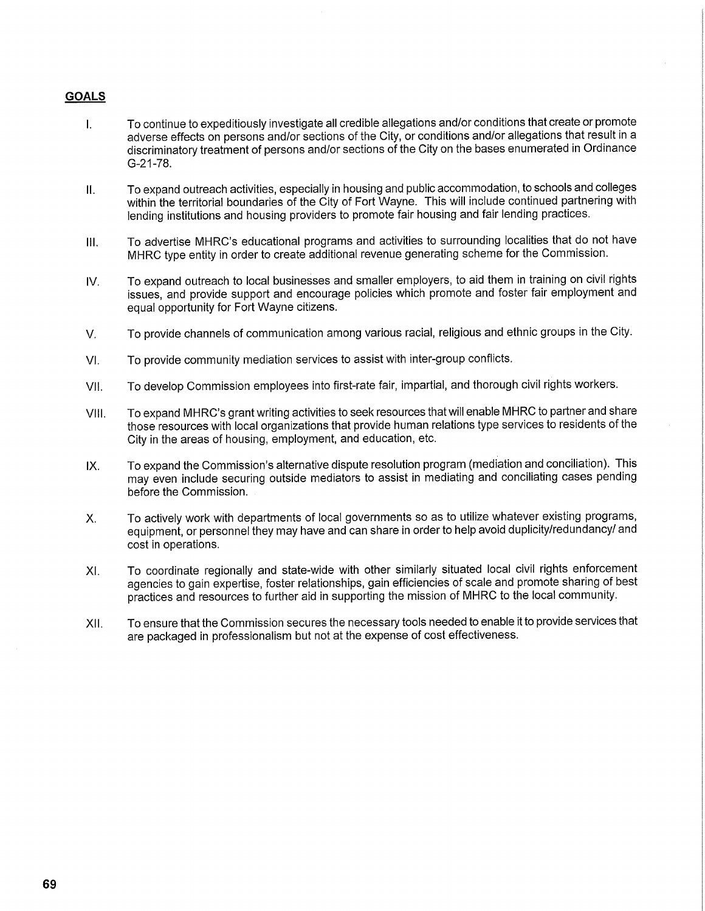## GOALS

I. To continue to expeditiously investigate all credible allegations and/or conditions that create or promote adverse effects on persons and/or sections of the City, or conditions and/or allegations that result in a discriminatory treatment of persons and/or sections of the City on the bases enumerated in Ordinance G-21-78.

II. To expand outreach activities, especially in housing and public accommodation, to schools and colleges within the territorial boundaries of the City of Fort Wayne. This will include continued partnering with lending institutions and housing providers to promote fair housing and fair lending practices.

III. To advertise MHRC's educational programs and activities to surrounding localities that do not have MHRC type entity in order to create additional revenue generating scheme for the Commission.

IV. To expand outreach to local businesses and smaller employers, to aid them in training on civil rights issues, and provide support and encourage policies which promote and foster fair employment and equal opportunity for Fort Wayne citizens.

V. To provide channels of communication among various racial, religious and ethnic groups in the City.

VI. To provide community mediation services to assist with inter-group conflicts.

VII. To develop Commission employees into first-rate fair, impartial, and thorough civil rights workers.

VIII. To expand MHRC's grant writing activities to seek resources that will enable MHRC to partner and share those resources with local organizations that provide human relations type services to residents of the City in the areas of housing, employment, and education, etc.

IX. To expand the Commission's alternative dispute resolution program (mediation and conciliation). This may even include securing outside mediators to assist in mediating and conciliating cases pending before the Commission.

X. To actively work with departments of local governments so as to utilize whatever existing programs, equipment, or personnel they may have and can share in order to help avoid duplicity/redundancy/ and cost in operations.

XI. To coordinate regionally and state-wide with other similarly situated local civil rights enforcement agencies to gain expertise, foster relationships, gain efficiencies of scale and promote sharing of best practices and resources to further aid in supporting the mission of MHRC to the local community.

XII. To ensure that the Commission secures the necessary tools needed to enable it to provide services that are packaged in professionalism but not at the expense of cost effectiveness.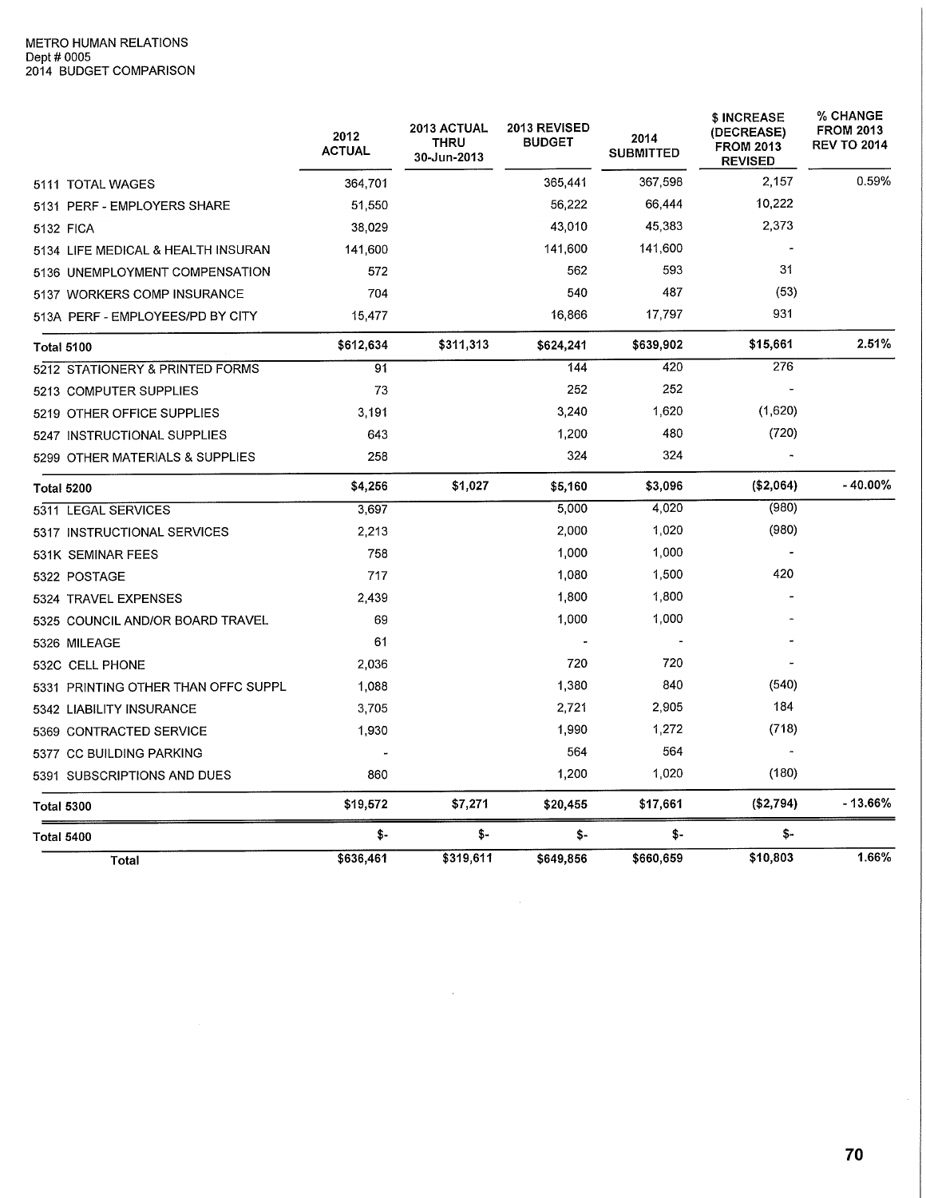METRO HUMAN RELATIONS
Dept # 0005
2014 BUDGET COMPARISON

| | 2012 ACTUAL | 2013 ACTUAL THRU 30-Jun-2013 | 2013 REVISED BUDGET | 2014 SUBMITTED | $ INCREASE (DECREASE) FROM 2013 REVISED | % CHANGE FROM 2013 REV TO 2014 |
|---|---|---|---|---|---|---|
| 5111 TOTAL WAGES | 364,701 | | 365,441 | 367,598 | 2,157 | 0.59% |
| 5131 PERF - EMPLOYERS SHARE | 51,550 | | 56,222 | 66,444 | 10,222 | |
| 5132 FICA | 38,029 | | 43,010 | 45,383 | 2,373 | |
| 5134 LIFE MEDICAL & HEALTH INSURAN | 141,600 | | 141,600 | 141,600 | - | |
| 5136 UNEMPLOYMENT COMPENSATION | 572 | | 562 | 593 | 31 | |
| 5137 WORKERS COMP INSURANCE | 704 | | 540 | 487 | (53) | |
| 513A PERF - EMPLOYEES/PD BY CITY | 15,477 | | 16,866 | 17,797 | 931 | |
| **Total 5100** | **$612,634** | **$311,313** | **$624,241** | **$639,902** | **$15,661** | **2.51%** |
| 5212 STATIONERY & PRINTED FORMS | 91 | | 144 | 420 | 276 | |
| 5213 COMPUTER SUPPLIES | 73 | | 252 | 252 | - | |
| 5219 OTHER OFFICE SUPPLIES | 3,191 | | 3,240 | 1,620 | (1,620) | |
| 5247 INSTRUCTIONAL SUPPLIES | 643 | | 1,200 | 480 | (720) | |
| 5299 OTHER MATERIALS & SUPPLIES | 258 | | 324 | 324 | - | |
| **Total 5200** | **$4,256** | **$1,027** | **$5,160** | **$3,096** | **($2,064)** | **-40.00%** |
| 5311 LEGAL SERVICES | 3,697 | | 5,000 | 4,020 | (980) | |
| 5317 INSTRUCTIONAL SERVICES | 2,213 | | 2,000 | 1,020 | (980) | |
| 531K SEMINAR FEES | 758 | | 1,000 | 1,000 | - | |
| 5322 POSTAGE | 717 | | 1,080 | 1,500 | 420 | |
| 5324 TRAVEL EXPENSES | 2,439 | | 1,800 | 1,800 | - | |
| 5325 COUNCIL AND/OR BOARD TRAVEL | 69 | | 1,000 | 1,000 | - | |
| 5326 MILEAGE | 61 | | - | - | - | |
| 532C CELL PHONE | 2,036 | | 720 | 720 | - | |
| 5331 PRINTING OTHER THAN OFFC SUPPL | 1,088 | | 1,380 | 840 | (540) | |
| 5342 LIABILITY INSURANCE | 3,705 | | 2,721 | 2,905 | 184 | |
| 5369 CONTRACTED SERVICE | 1,930 | | 1,990 | 1,272 | (718) | |
| 5377 CC BUILDING PARKING | - | | 564 | 564 | - | |
| 5391 SUBSCRIPTIONS AND DUES | 860 | | 1,200 | 1,020 | (180) | |
| **Total 5300** | **$19,572** | **$7,271** | **$20,455** | **$17,661** | **($2,794)** | **-13.66%** |
| **Total 5400** | **$-** | **$-** | **$-** | **$-** | **$-** | |
| **Total** | **$636,461** | **$319,611** | **$649,856** | **$660,659** | **$10,803** | **1.66%** |